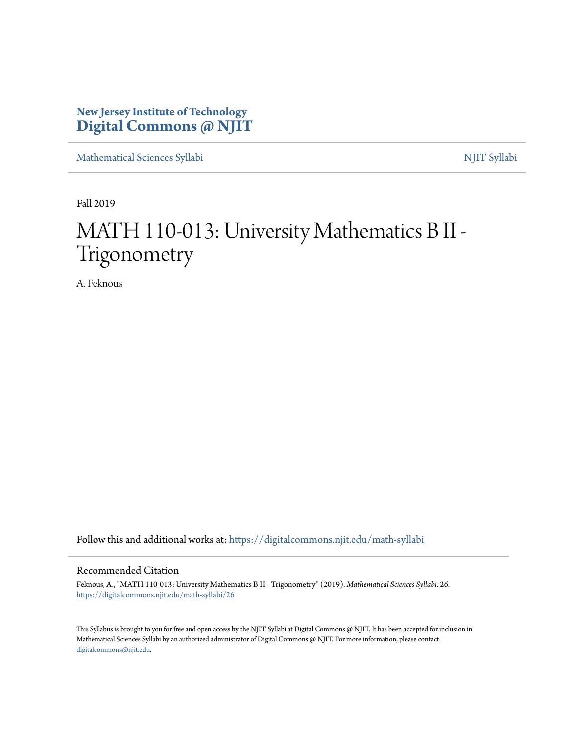New Jersey Institute of Technology
**Digital Commons @ NJIT**

Mathematical Sciences Syllabi | NJIT Syllabi

Fall 2019

# MATH 110-013: University Mathematics B II - Trigonometry

A. Feknous

Follow this and additional works at: https://digitalcommons.njit.edu/math-syllabi

## Recommended Citation

Feknous, A., "MATH 110-013: University Mathematics B II - Trigonometry" (2019). *Mathematical Sciences Syllabi*. 26.
https://digitalcommons.njit.edu/math-syllabi/26

This Syllabus is brought to you for free and open access by the NJIT Syllabi at Digital Commons @ NJIT. It has been accepted for inclusion in Mathematical Sciences Syllabi by an authorized administrator of Digital Commons @ NJIT. For more information, please contact digitalcommons@njit.edu.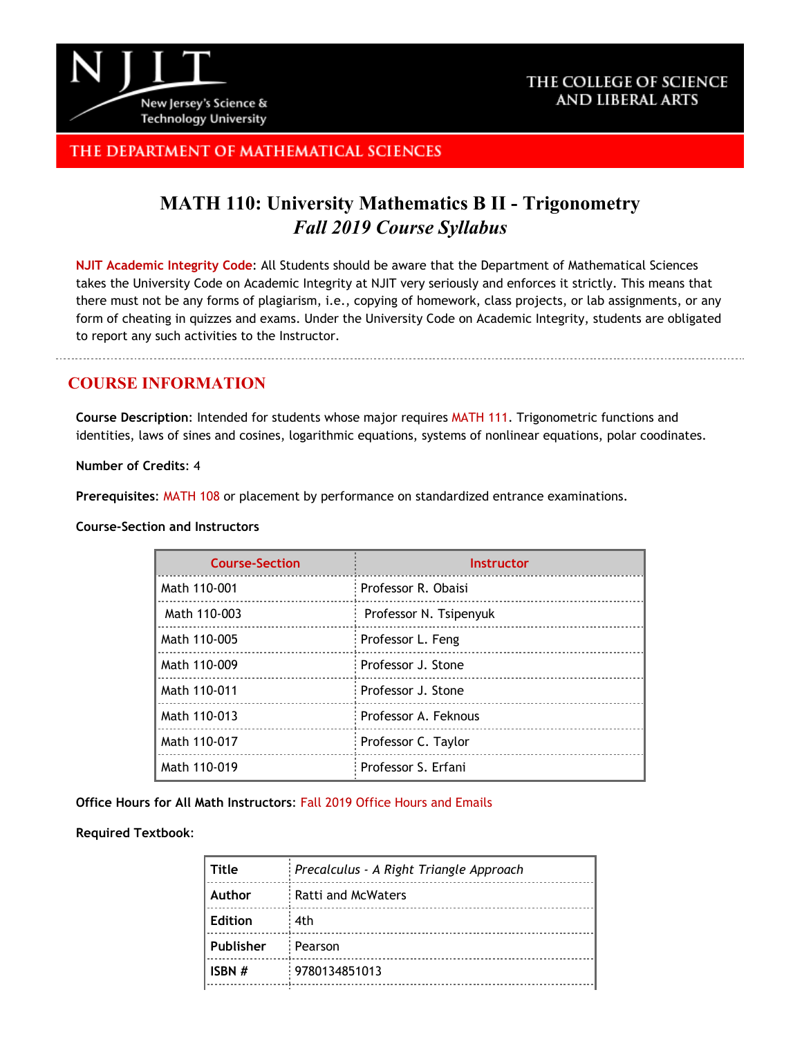NJIT
New Jersey's Science & Technology University

THE COLLEGE OF SCIENCE AND LIBERAL ARTS

THE DEPARTMENT OF MATHEMATICAL SCIENCES

# MATH 110: University Mathematics B II - Trigonometry
## *Fall 2019 Course Syllabus*

**NJIT Academic Integrity Code**: All Students should be aware that the Department of Mathematical Sciences takes the University Code on Academic Integrity at NJIT very seriously and enforces it strictly. This means that there must not be any forms of plagiarism, i.e., copying of homework, class projects, or lab assignments, or any form of cheating in quizzes and exams. Under the University Code on Academic Integrity, students are obligated to report any such activities to the Instructor.

---

## COURSE INFORMATION

**Course Description**: Intended for students whose major requires MATH 111. Trigonometric functions and identities, laws of sines and cosines, logarithmic equations, systems of nonlinear equations, polar coodinates.

**Number of Credits**: 4

**Prerequisites**: MATH 108 or placement by performance on standardized entrance examinations.

**Course-Section and Instructors**

| Course-Section | Instructor |
|---|---|
| Math 110-001 | Professor R. Obaisi |
| Math 110-003 | Professor N. Tsipenyuk |
| Math 110-005 | Professor L. Feng |
| Math 110-009 | Professor J. Stone |
| Math 110-011 | Professor J. Stone |
| Math 110-013 | Professor A. Feknous |
| Math 110-017 | Professor C. Taylor |
| Math 110-019 | Professor S. Erfani |

**Office Hours for All Math Instructors**: Fall 2019 Office Hours and Emails

**Required Textbook**:

| | |
|---|---|
| **Title** | *Precalculus - A Right Triangle Approach* |
| **Author** | Ratti and McWaters |
| **Edition** | 4th |
| **Publisher** | Pearson |
| **ISBN #** | 9780134851013 |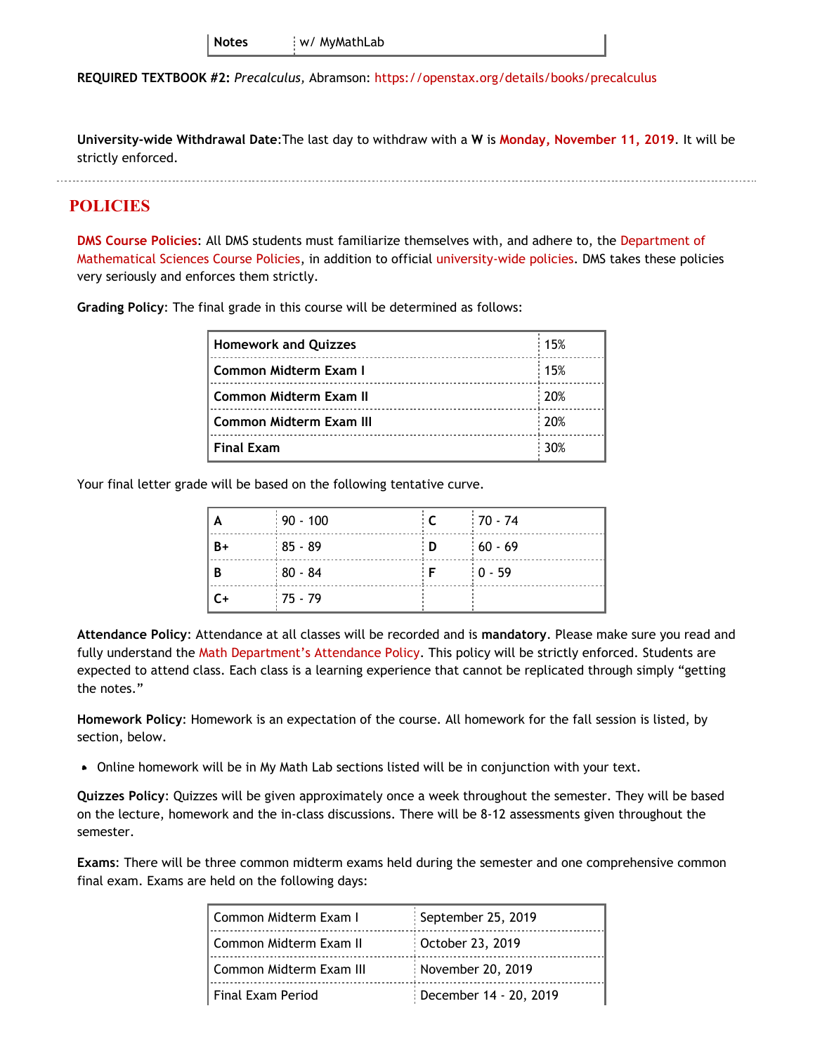| Notes | w/ MyMathLab |
| --- | --- |

**REQUIRED TEXTBOOK #2:** *Precalculus,* Abramson: https://openstax.org/details/books/precalculus

**University-wide Withdrawal Date**:The last day to withdraw with a **W** is **Monday, November 11, 2019**. It will be strictly enforced.

## POLICIES

**DMS Course Policies**: All DMS students must familiarize themselves with, and adhere to, the Department of Mathematical Sciences Course Policies, in addition to official university-wide policies. DMS takes these policies very seriously and enforces them strictly.

**Grading Policy**: The final grade in this course will be determined as follows:

| Component | Weight |
| --- | --- |
| **Homework and Quizzes** | 15% |
| **Common Midterm Exam I** | 15% |
| **Common Midterm Exam II** | 20% |
| **Common Midterm Exam III** | 20% |
| **Final Exam** | 30% |

Your final letter grade will be based on the following tentative curve.

| Grade | Range | Grade | Range |
| --- | --- | --- | --- |
| **A** | 90 - 100 | **C** | 70 - 74 |
| **B+** | 85 - 89 | **D** | 60 - 69 |
| **B** | 80 - 84 | **F** | 0 - 59 |
| **C+** | 75 - 79 | | |

**Attendance Policy**: Attendance at all classes will be recorded and is **mandatory**. Please make sure you read and fully understand the Math Department's Attendance Policy. This policy will be strictly enforced. Students are expected to attend class. Each class is a learning experience that cannot be replicated through simply "getting the notes."

**Homework Policy**: Homework is an expectation of the course. All homework for the fall session is listed, by section, below.

- Online homework will be in My Math Lab sections listed will be in conjunction with your text.

**Quizzes Policy**: Quizzes will be given approximately once a week throughout the semester. They will be based on the lecture, homework and the in-class discussions. There will be 8-12 assessments given throughout the semester.

**Exams**: There will be three common midterm exams held during the semester and one comprehensive common final exam. Exams are held on the following days:

| Exam | Date |
| --- | --- |
| Common Midterm Exam I | September 25, 2019 |
| Common Midterm Exam II | October 23, 2019 |
| Common Midterm Exam III | November 20, 2019 |
| Final Exam Period | December 14 - 20, 2019 |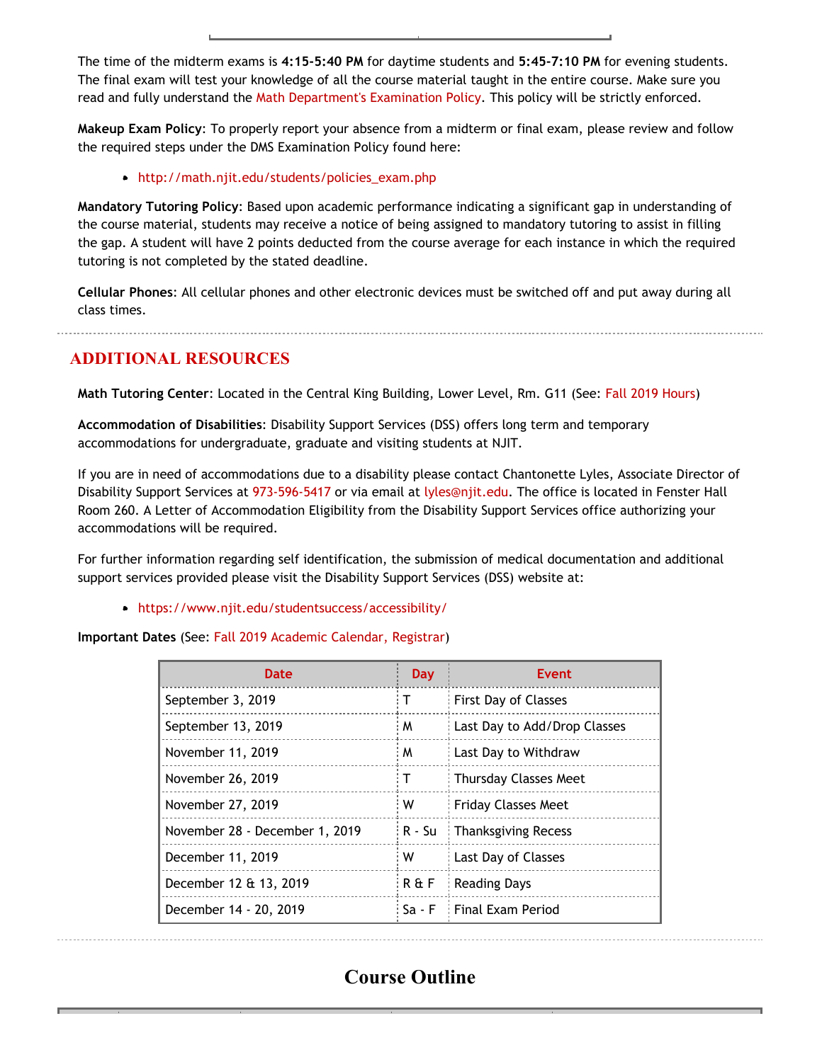The time of the midterm exams is **4:15-5:40 PM** for daytime students and **5:45-7:10 PM** for evening students. The final exam will test your knowledge of all the course material taught in the entire course. Make sure you read and fully understand the Math Department's Examination Policy. This policy will be strictly enforced.

**Makeup Exam Policy**: To properly report your absence from a midterm or final exam, please review and follow the required steps under the DMS Examination Policy found here:

- http://math.njit.edu/students/policies_exam.php

**Mandatory Tutoring Policy**: Based upon academic performance indicating a significant gap in understanding of the course material, students may receive a notice of being assigned to mandatory tutoring to assist in filling the gap. A student will have 2 points deducted from the course average for each instance in which the required tutoring is not completed by the stated deadline.

**Cellular Phones**: All cellular phones and other electronic devices must be switched off and put away during all class times.

## ADDITIONAL RESOURCES

**Math Tutoring Center**: Located in the Central King Building, Lower Level, Rm. G11 (See: Fall 2019 Hours)

**Accommodation of Disabilities**: Disability Support Services (DSS) offers long term and temporary accommodations for undergraduate, graduate and visiting students at NJIT.

If you are in need of accommodations due to a disability please contact Chantonette Lyles, Associate Director of Disability Support Services at 973-596-5417 or via email at lyles@njit.edu. The office is located in Fenster Hall Room 260. A Letter of Accommodation Eligibility from the Disability Support Services office authorizing your accommodations will be required.

For further information regarding self identification, the submission of medical documentation and additional support services provided please visit the Disability Support Services (DSS) website at:

- https://www.njit.edu/studentsuccess/accessibility/

**Important Dates** (See: Fall 2019 Academic Calendar, Registrar)

| Date | Day | Event |
|---|---|---|
| September 3, 2019 | T | First Day of Classes |
| September 13, 2019 | M | Last Day to Add/Drop Classes |
| November 11, 2019 | M | Last Day to Withdraw |
| November 26, 2019 | T | Thursday Classes Meet |
| November 27, 2019 | W | Friday Classes Meet |
| November 28 - December 1, 2019 | R - Su | Thanksgiving Recess |
| December 11, 2019 | W | Last Day of Classes |
| December 12 & 13, 2019 | R & F | Reading Days |
| December 14 - 20, 2019 | Sa - F | Final Exam Period |

# Course Outline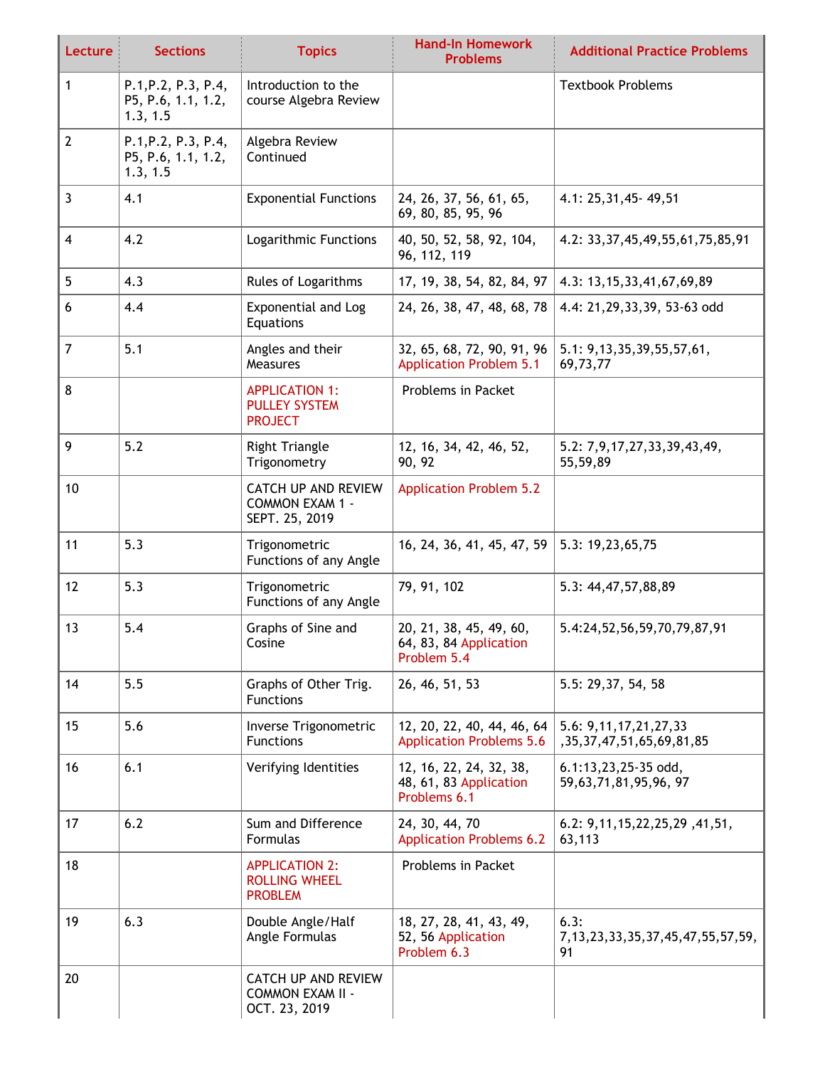| Lecture | Sections | Topics | Hand-In Homework Problems | Additional Practice Problems |
|---|---|---|---|---|
| 1 | P.1,P.2, P.3, P.4, P5, P.6, 1.1, 1.2, 1.3, 1.5 | Introduction to the course Algebra Review | | Textbook Problems |
| 2 | P.1,P.2, P.3, P.4, P5, P.6, 1.1, 1.2, 1.3, 1.5 | Algebra Review Continued | | |
| 3 | 4.1 | Exponential Functions | 24, 26, 37, 56, 61, 65, 69, 80, 85, 95, 96 | 4.1: 25,31,45- 49,51 |
| 4 | 4.2 | Logarithmic Functions | 40, 50, 52, 58, 92, 104, 96, 112, 119 | 4.2: 33,37,45,49,55,61,75,85,91 |
| 5 | 4.3 | Rules of Logarithms | 17, 19, 38, 54, 82, 84, 97 | 4.3: 13,15,33,41,67,69,89 |
| 6 | 4.4 | Exponential and Log Equations | 24, 26, 38, 47, 48, 68, 78 | 4.4: 21,29,33,39, 53-63 odd |
| 7 | 5.1 | Angles and their Measures | 32, 65, 68, 72, 90, 91, 96 Application Problem 5.1 | 5.1: 9,13,35,39,55,57,61, 69,73,77 |
| 8 | | APPLICATION 1: PULLEY SYSTEM PROJECT | Problems in Packet | |
| 9 | 5.2 | Right Triangle Trigonometry | 12, 16, 34, 42, 46, 52, 90, 92 | 5.2: 7,9,17,27,33,39,43,49, 55,59,89 |
| 10 | | CATCH UP AND REVIEW COMMON EXAM 1 - SEPT. 25, 2019 | Application Problem 5.2 | |
| 11 | 5.3 | Trigonometric Functions of any Angle | 16, 24, 36, 41, 45, 47, 59 | 5.3: 19,23,65,75 |
| 12 | 5.3 | Trigonometric Functions of any Angle | 79, 91, 102 | 5.3: 44,47,57,88,89 |
| 13 | 5.4 | Graphs of Sine and Cosine | 20, 21, 38, 45, 49, 60, 64, 83, 84 Application Problem 5.4 | 5.4:24,52,56,59,70,79,87,91 |
| 14 | 5.5 | Graphs of Other Trig. Functions | 26, 46, 51, 53 | 5.5: 29,37, 54, 58 |
| 15 | 5.6 | Inverse Trigonometric Functions | 12, 20, 22, 40, 44, 46, 64 Application Problems 5.6 | 5.6: 9,11,17,21,27,33 ,35,37,47,51,65,69,81,85 |
| 16 | 6.1 | Verifying Identities | 12, 16, 22, 24, 32, 38, 48, 61, 83 Application Problems 6.1 | 6.1:13,23,25-35 odd, 59,63,71,81,95,96, 97 |
| 17 | 6.2 | Sum and Difference Formulas | 24, 30, 44, 70 Application Problems 6.2 | 6.2: 9,11,15,22,25,29 ,41,51, 63,113 |
| 18 | | APPLICATION 2: ROLLING WHEEL PROBLEM | Problems in Packet | |
| 19 | 6.3 | Double Angle/Half Angle Formulas | 18, 27, 28, 41, 43, 49, 52, 56 Application Problem 6.3 | 6.3: 7,13,23,33,35,37,45,47,55,57,59, 91 |
| 20 | | CATCH UP AND REVIEW COMMON EXAM II - OCT. 23, 2019 | | |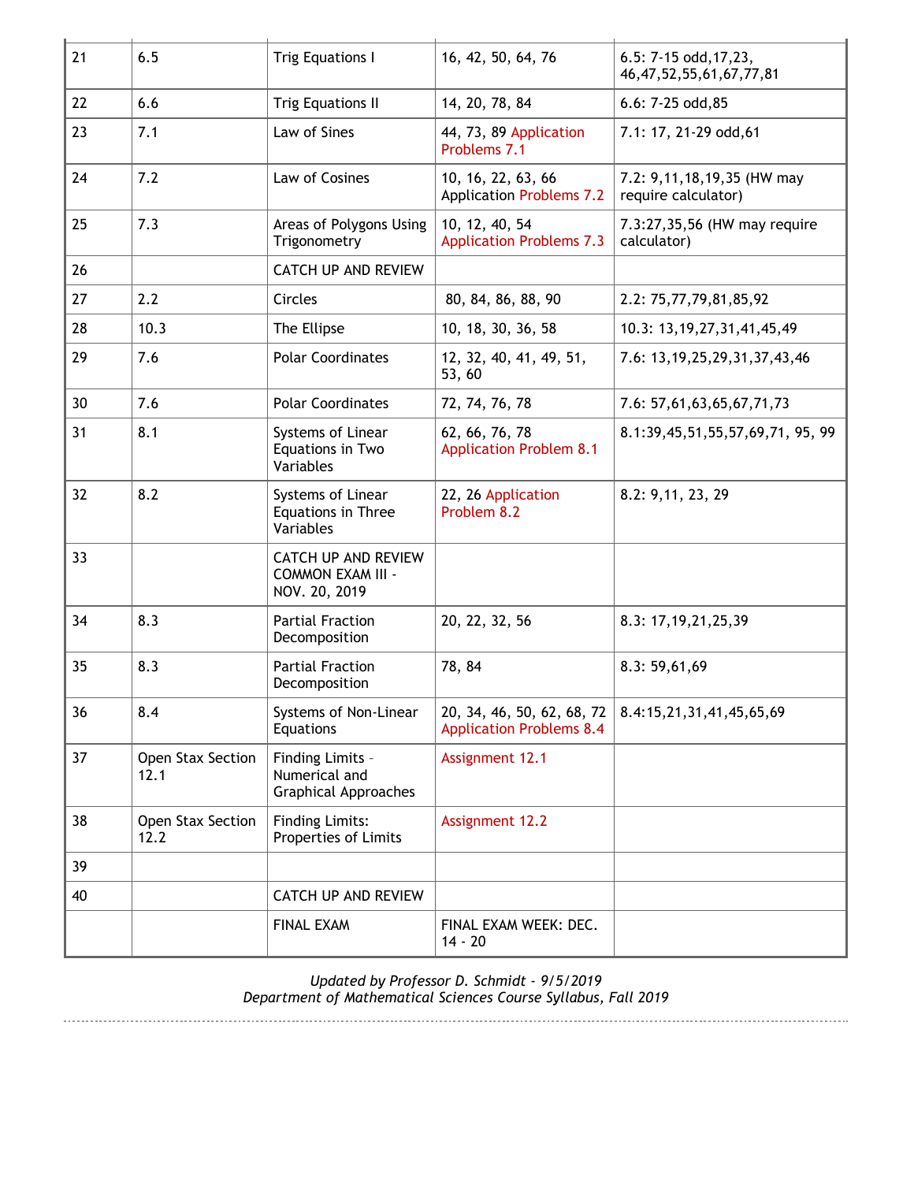| | | | | |
|---|---|---|---|---|
| 21 | 6.5 | Trig Equations I | 16, 42, 50, 64, 76 | 6.5: 7-15 odd,17,23, 46,47,52,55,61,67,77,81 |
| 22 | 6.6 | Trig Equations II | 14, 20, 78, 84 | 6.6: 7-25 odd,85 |
| 23 | 7.1 | Law of Sines | 44, 73, 89 Application Problems 7.1 | 7.1: 17, 21-29 odd,61 |
| 24 | 7.2 | Law of Cosines | 10, 16, 22, 63, 66 Application Problems 7.2 | 7.2: 9,11,18,19,35 (HW may require calculator) |
| 25 | 7.3 | Areas of Polygons Using Trigonometry | 10, 12, 40, 54 Application Problems 7.3 | 7.3:27,35,56 (HW may require calculator) |
| 26 | | CATCH UP AND REVIEW | | |
| 27 | 2.2 | Circles | 80, 84, 86, 88, 90 | 2.2: 75,77,79,81,85,92 |
| 28 | 10.3 | The Ellipse | 10, 18, 30, 36, 58 | 10.3: 13,19,27,31,41,45,49 |
| 29 | 7.6 | Polar Coordinates | 12, 32, 40, 41, 49, 51, 53, 60 | 7.6: 13,19,25,29,31,37,43,46 |
| 30 | 7.6 | Polar Coordinates | 72, 74, 76, 78 | 7.6: 57,61,63,65,67,71,73 |
| 31 | 8.1 | Systems of Linear Equations in Two Variables | 62, 66, 76, 78 Application Problem 8.1 | 8.1:39,45,51,55,57,69,71, 95, 99 |
| 32 | 8.2 | Systems of Linear Equations in Three Variables | 22, 26 Application Problem 8.2 | 8.2: 9,11, 23, 29 |
| 33 | | CATCH UP AND REVIEW COMMON EXAM III - NOV. 20, 2019 | | |
| 34 | 8.3 | Partial Fraction Decomposition | 20, 22, 32, 56 | 8.3: 17,19,21,25,39 |
| 35 | 8.3 | Partial Fraction Decomposition | 78, 84 | 8.3: 59,61,69 |
| 36 | 8.4 | Systems of Non-Linear Equations | 20, 34, 46, 50, 62, 68, 72 Application Problems 8.4 | 8.4:15,21,31,41,45,65,69 |
| 37 | Open Stax Section 12.1 | Finding Limits - Numerical and Graphical Approaches | Assignment 12.1 | |
| 38 | Open Stax Section 12.2 | Finding Limits: Properties of Limits | Assignment 12.2 | |
| 39 | | | | |
| 40 | | CATCH UP AND REVIEW | | |
| | | FINAL EXAM | FINAL EXAM WEEK: DEC. 14 - 20 | |

*Updated by Professor D. Schmidt - 9/5/2019*
*Department of Mathematical Sciences Course Syllabus, Fall 2019*